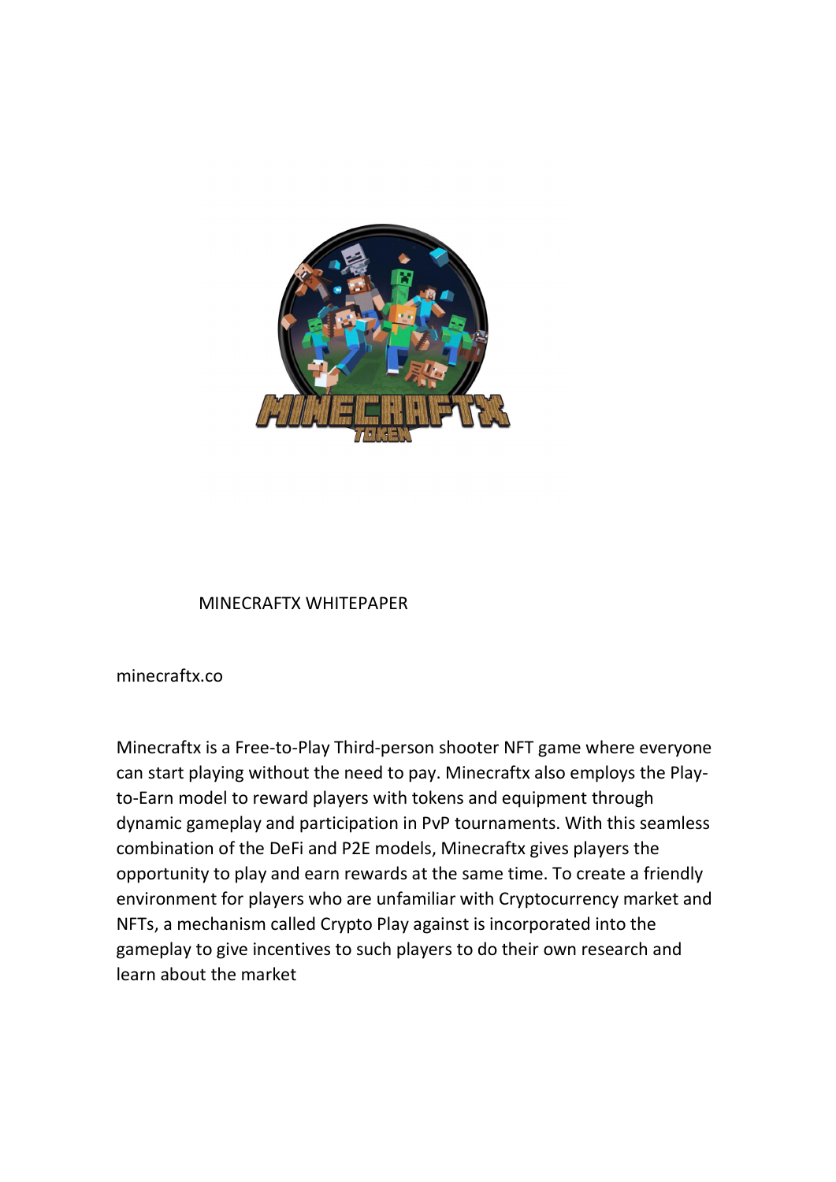# MINECRAFTX WHITEPAPER

minecraftx.co

Minecraftx is a Free-to-Play Third-person shooter NFT game where everyone can start playing without the need to pay. Minecraftx also employs the Play-to-Earn model to reward players with tokens and equipment through dynamic gameplay and participation in PvP tournaments. With this seamless combination of the DeFi and P2E models, Minecraftx gives players the opportunity to play and earn rewards at the same time. To create a friendly environment for players who are unfamiliar with Cryptocurrency market and NFTs, a mechanism called Crypto Play against is incorporated into the gameplay to give incentives to such players to do their own research and learn about the market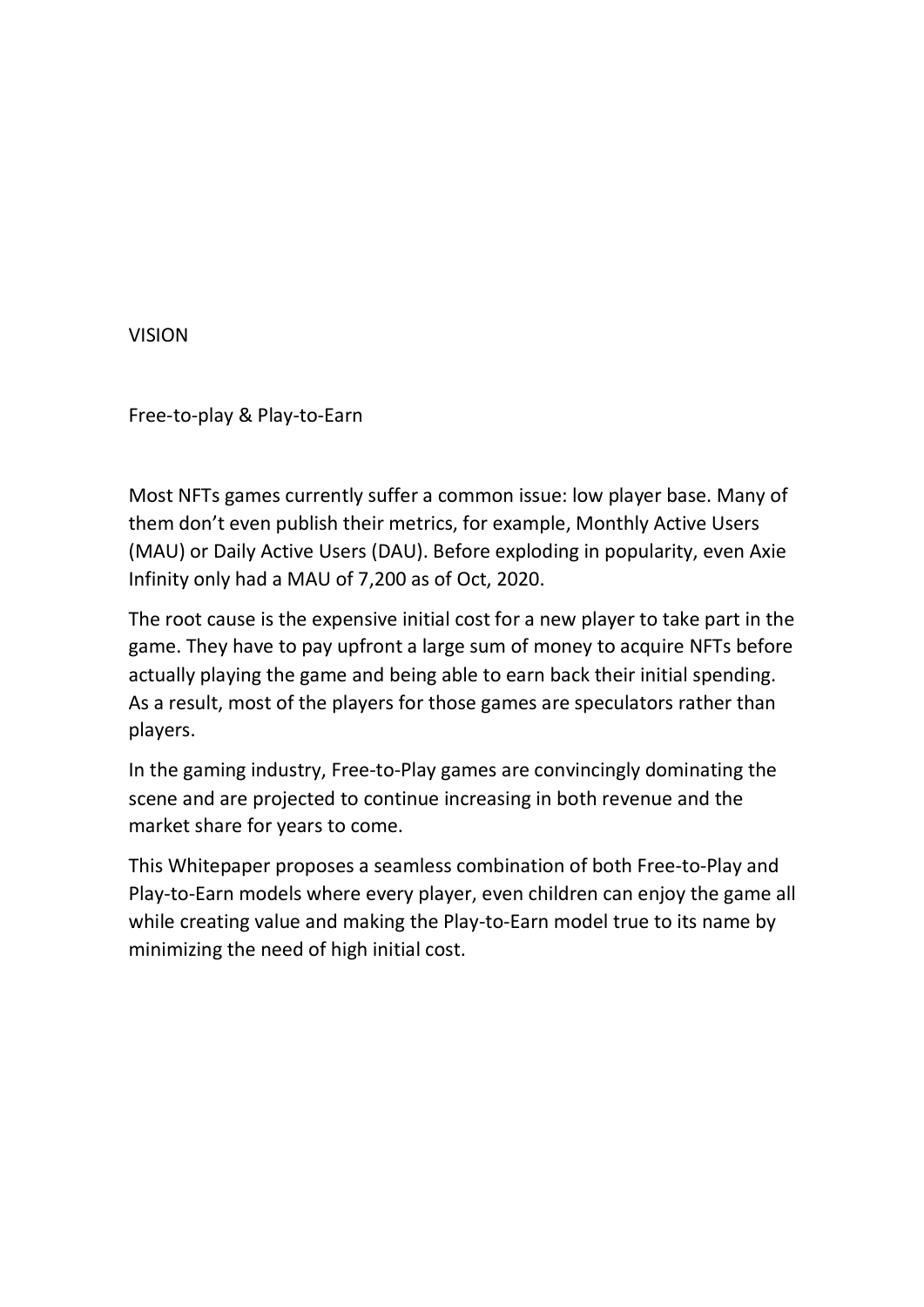# VISION

## Free-to-play & Play-to-Earn

Most NFTs games currently suffer a common issue: low player base. Many of them don't even publish their metrics, for example, Monthly Active Users (MAU) or Daily Active Users (DAU). Before exploding in popularity, even Axie Infinity only had a MAU of 7,200 as of Oct, 2020.

The root cause is the expensive initial cost for a new player to take part in the game. They have to pay upfront a large sum of money to acquire NFTs before actually playing the game and being able to earn back their initial spending. As a result, most of the players for those games are speculators rather than players.

In the gaming industry, Free-to-Play games are convincingly dominating the scene and are projected to continue increasing in both revenue and the market share for years to come.

This Whitepaper proposes a seamless combination of both Free-to-Play and Play-to-Earn models where every player, even children can enjoy the game all while creating value and making the Play-to-Earn model true to its name by minimizing the need of high initial cost.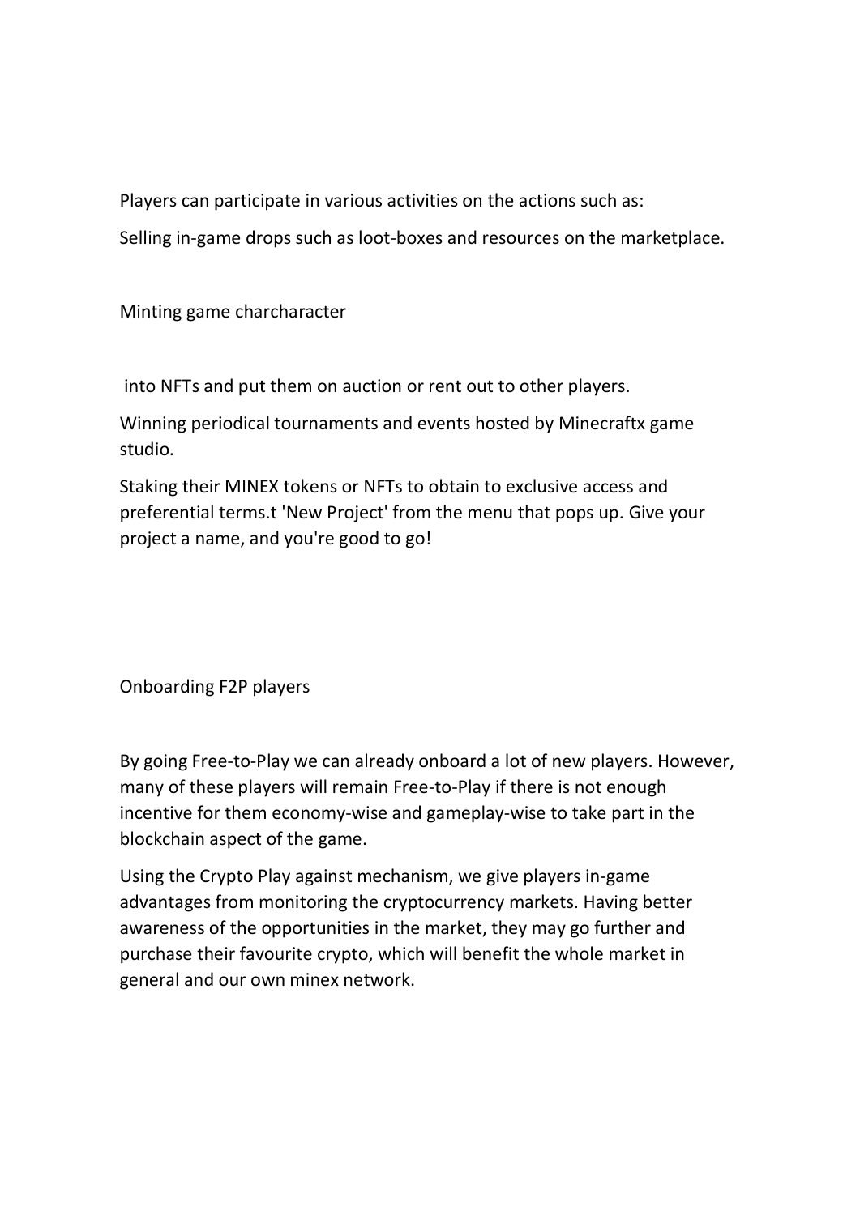Players can participate in various activities on the actions such as:

Selling in-game drops such as loot-boxes and resources on the marketplace.

Minting game charcharacter

into NFTs and put them on auction or rent out to other players.

Winning periodical tournaments and events hosted by Minecraftx game studio.

Staking their MINEX tokens or NFTs to obtain to exclusive access and preferential terms.t 'New Project' from the menu that pops up. Give your project a name, and you're good to go!

Onboarding F2P players

By going Free-to-Play we can already onboard a lot of new players. However, many of these players will remain Free-to-Play if there is not enough incentive for them economy-wise and gameplay-wise to take part in the blockchain aspect of the game.

Using the Crypto Play against mechanism, we give players in-game advantages from monitoring the cryptocurrency markets. Having better awareness of the opportunities in the market, they may go further and purchase their favourite crypto, which will benefit the whole market in general and our own minex network.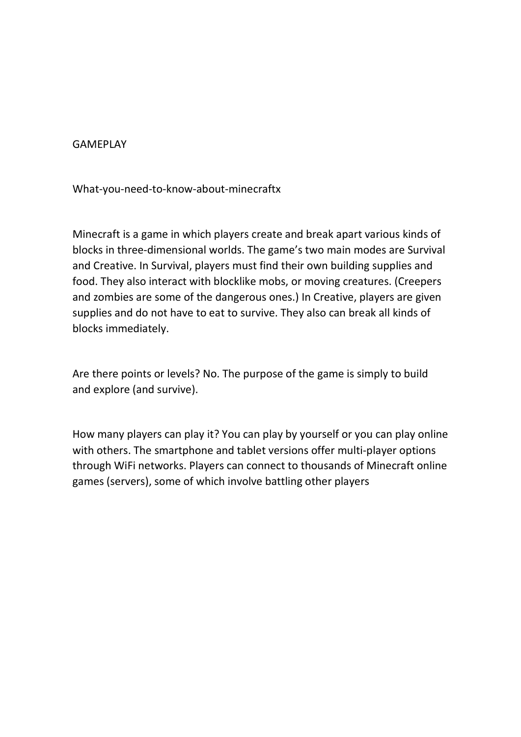GAMEPLAY

What-you-need-to-know-about-minecraftx

Minecraft is a game in which players create and break apart various kinds of blocks in three-dimensional worlds. The game's two main modes are Survival and Creative. In Survival, players must find their own building supplies and food. They also interact with blocklike mobs, or moving creatures. (Creepers and zombies are some of the dangerous ones.) In Creative, players are given supplies and do not have to eat to survive. They also can break all kinds of blocks immediately.

Are there points or levels? No. The purpose of the game is simply to build and explore (and survive).

How many players can play it? You can play by yourself or you can play online with others. The smartphone and tablet versions offer multi-player options through WiFi networks. Players can connect to thousands of Minecraft online games (servers), some of which involve battling other players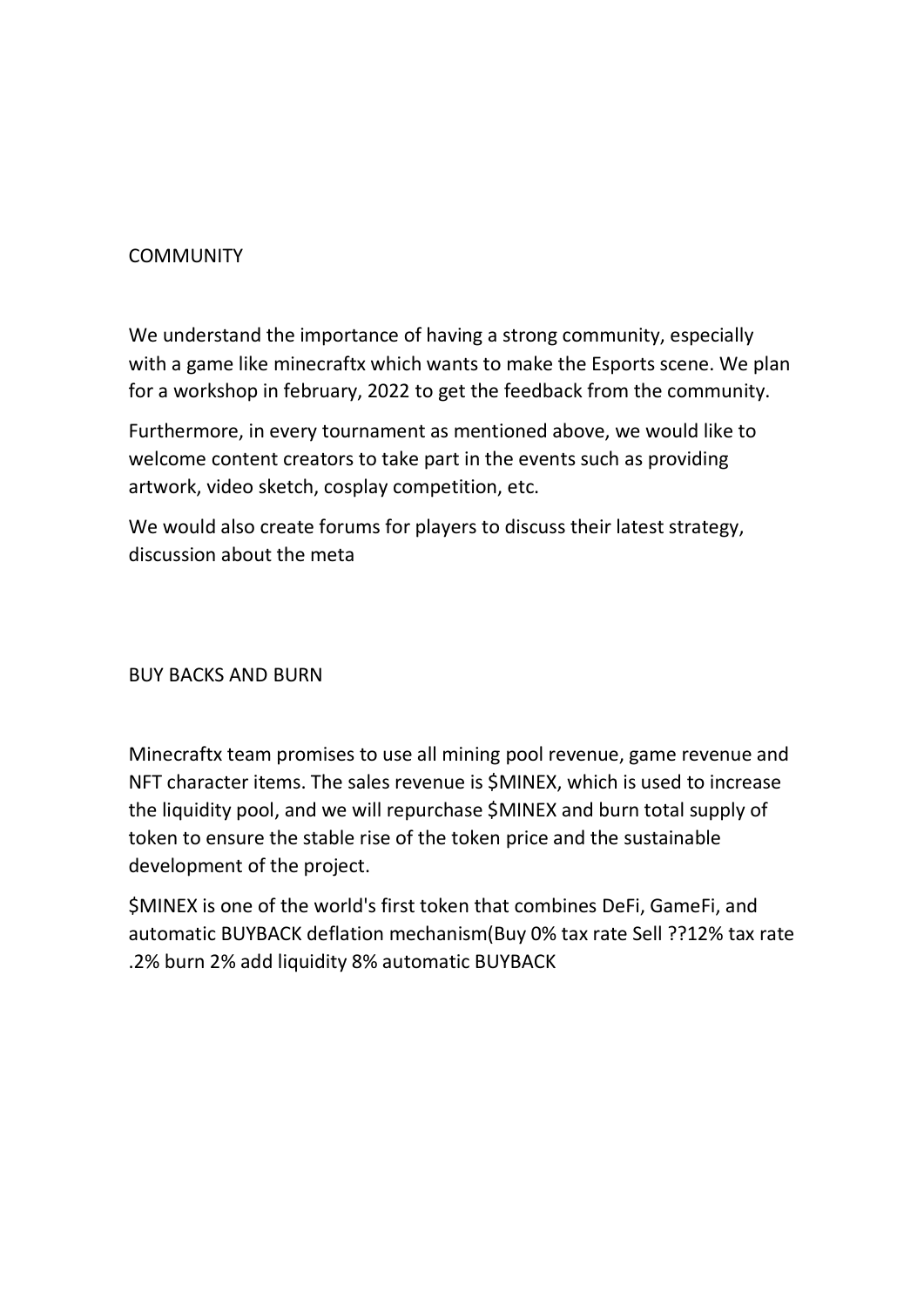## COMMUNITY

We understand the importance of having a strong community, especially with a game like minecraftx which wants to make the Esports scene. We plan for a workshop in february, 2022 to get the feedback from the community.

Furthermore, in every tournament as mentioned above, we would like to welcome content creators to take part in the events such as providing artwork, video sketch, cosplay competition, etc.

We would also create forums for players to discuss their latest strategy, discussion about the meta

## BUY BACKS AND BURN

Minecraftx team promises to use all mining pool revenue, game revenue and NFT character items. The sales revenue is $MINEX, which is used to increase the liquidity pool, and we will repurchase $MINEX and burn total supply of token to ensure the stable rise of the token price and the sustainable development of the project.

$MINEX is one of the world's first token that combines DeFi, GameFi, and automatic BUYBACK deflation mechanism(Buy 0% tax rate Sell ??12% tax rate .2% burn 2% add liquidity 8% automatic BUYBACK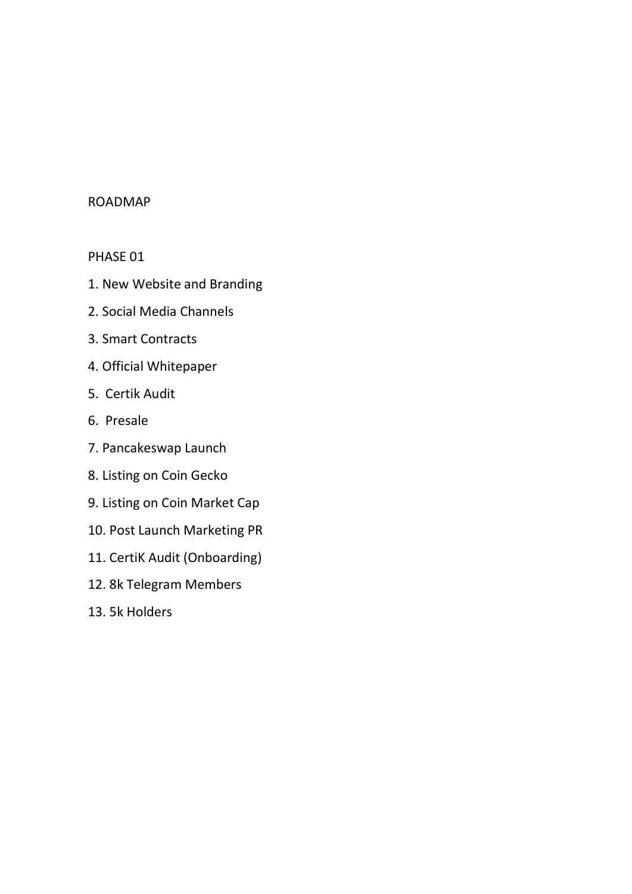# ROADMAP

## PHASE 01

1. New Website and Branding
2. Social Media Channels
3. Smart Contracts
4. Official Whitepaper
5. Certik Audit
6. Presale
7. Pancakeswap Launch
8. Listing on Coin Gecko
9. Listing on Coin Market Cap
10. Post Launch Marketing PR
11. CertiK Audit (Onboarding)
12. 8k Telegram Members
13. 5k Holders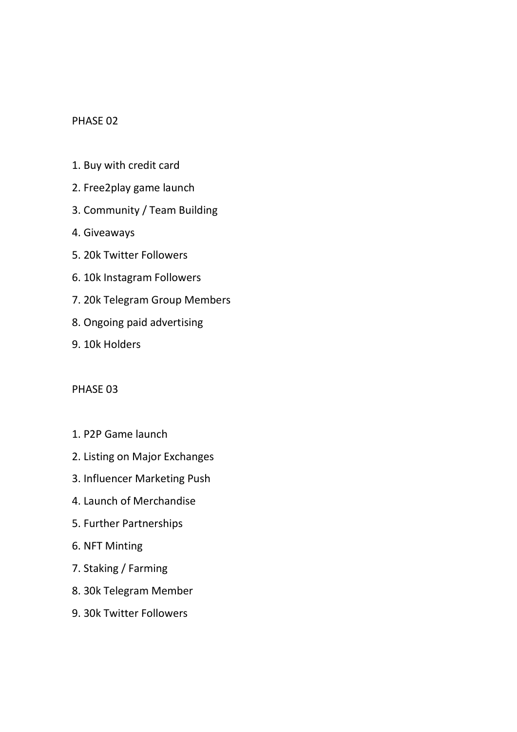## PHASE 02

1. Buy with credit card
2. Free2play game launch
3. Community / Team Building
4. Giveaways
5. 20k Twitter Followers
6. 10k Instagram Followers
7. 20k Telegram Group Members
8. Ongoing paid advertising
9. 10k Holders

## PHASE 03

1. P2P Game launch
2. Listing on Major Exchanges
3. Influencer Marketing Push
4. Launch of Merchandise
5. Further Partnerships
6. NFT Minting
7. Staking / Farming
8. 30k Telegram Member
9. 30k Twitter Followers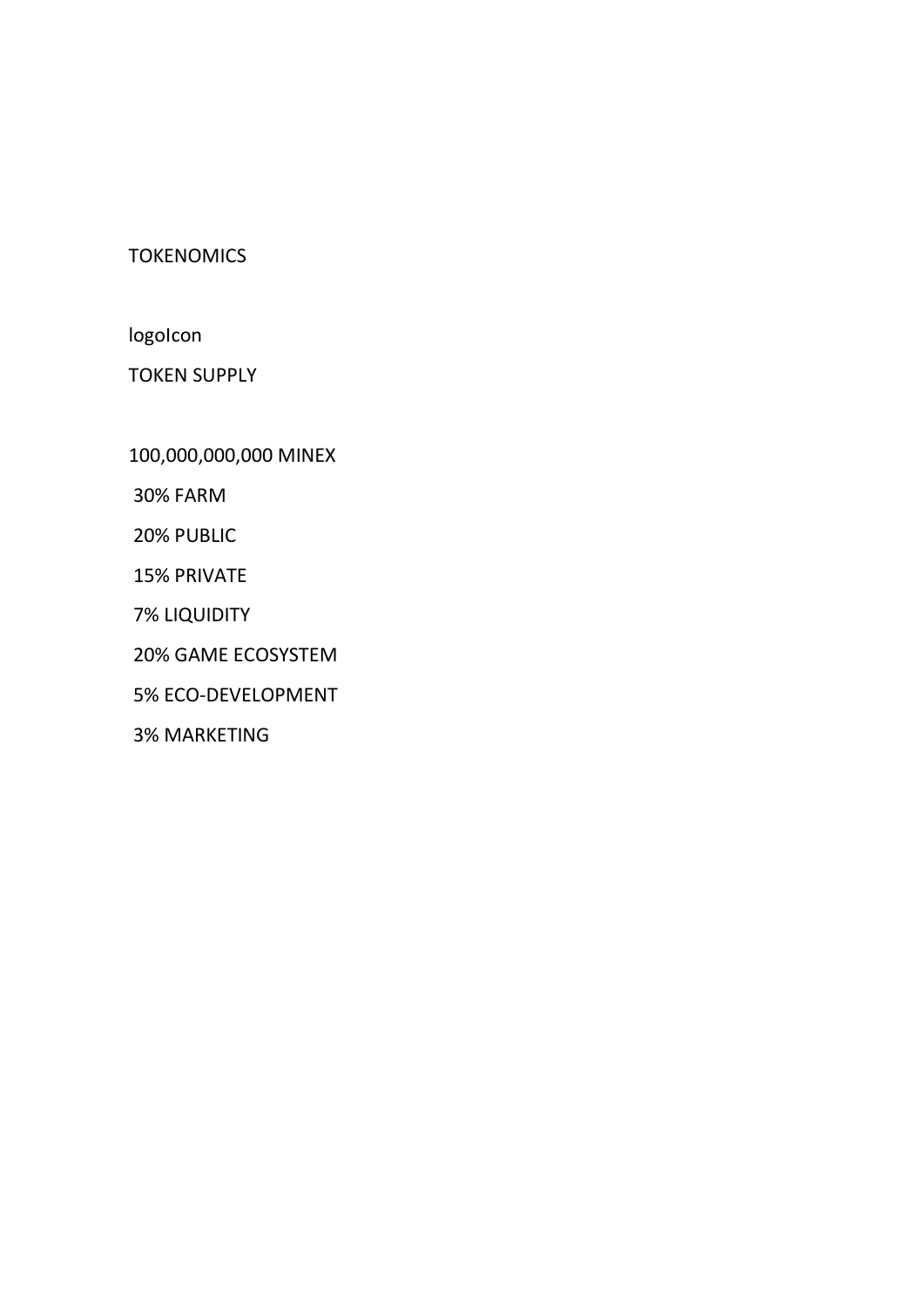TOKENOMICS

logoIcon

TOKEN SUPPLY

100,000,000,000 MINEX

30% FARM

20% PUBLIC

15% PRIVATE

7% LIQUIDITY

20% GAME ECOSYSTEM

5% ECO-DEVELOPMENT

3% MARKETING